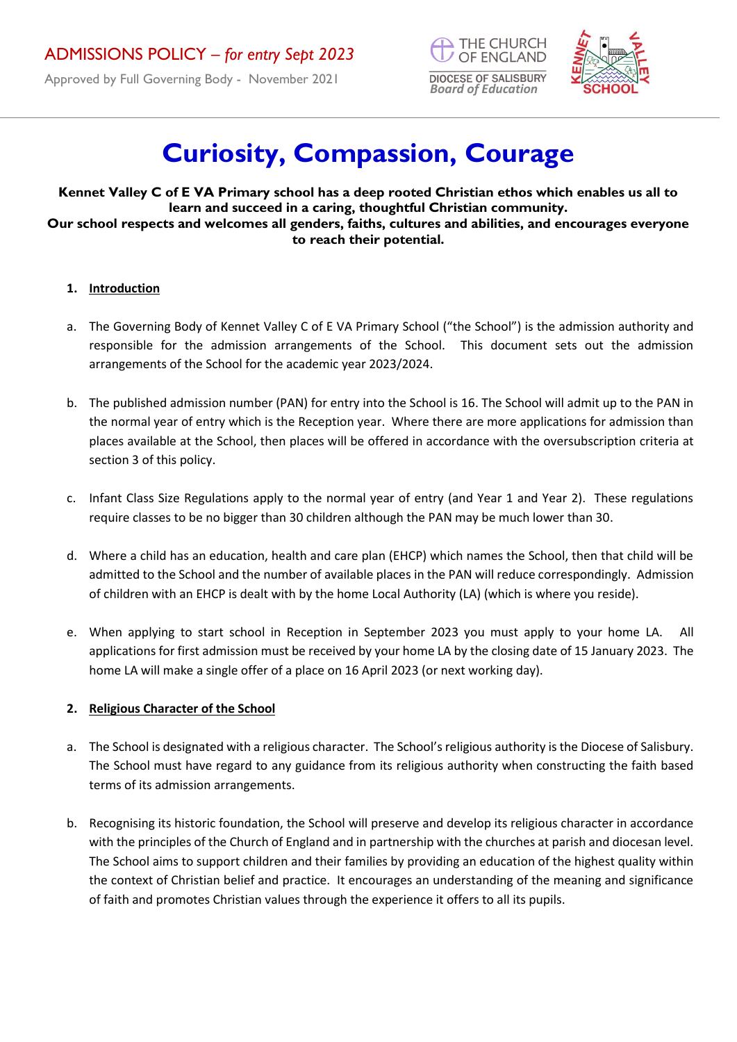ADMISSIONS POLICY – *for entry Sept 2023*

Approved by Full Governing Body - November 2021

THE CHURCH OF ENGLAND
DIOCESE OF SALISBURY
*Board of Education*

# Curiosity, Compassion, Courage

**Kennet Valley C of E VA Primary school has a deep rooted Christian ethos which enables us all to learn and succeed in a caring, thoughtful Christian community.**
**Our school respects and welcomes all genders, faiths, cultures and abilities, and encourages everyone to reach their potential.**

## 1. Introduction

a. The Governing Body of Kennet Valley C of E VA Primary School ("the School") is the admission authority and responsible for the admission arrangements of the School. This document sets out the admission arrangements of the School for the academic year 2023/2024.

b. The published admission number (PAN) for entry into the School is 16. The School will admit up to the PAN in the normal year of entry which is the Reception year. Where there are more applications for admission than places available at the School, then places will be offered in accordance with the oversubscription criteria at section 3 of this policy.

c. Infant Class Size Regulations apply to the normal year of entry (and Year 1 and Year 2). These regulations require classes to be no bigger than 30 children although the PAN may be much lower than 30.

d. Where a child has an education, health and care plan (EHCP) which names the School, then that child will be admitted to the School and the number of available places in the PAN will reduce correspondingly. Admission of children with an EHCP is dealt with by the home Local Authority (LA) (which is where you reside).

e. When applying to start school in Reception in September 2023 you must apply to your home LA. All applications for first admission must be received by your home LA by the closing date of 15 January 2023. The home LA will make a single offer of a place on 16 April 2023 (or next working day).

## 2. Religious Character of the School

a. The School is designated with a religious character. The School's religious authority is the Diocese of Salisbury. The School must have regard to any guidance from its religious authority when constructing the faith based terms of its admission arrangements.

b. Recognising its historic foundation, the School will preserve and develop its religious character in accordance with the principles of the Church of England and in partnership with the churches at parish and diocesan level. The School aims to support children and their families by providing an education of the highest quality within the context of Christian belief and practice. It encourages an understanding of the meaning and significance of faith and promotes Christian values through the experience it offers to all its pupils.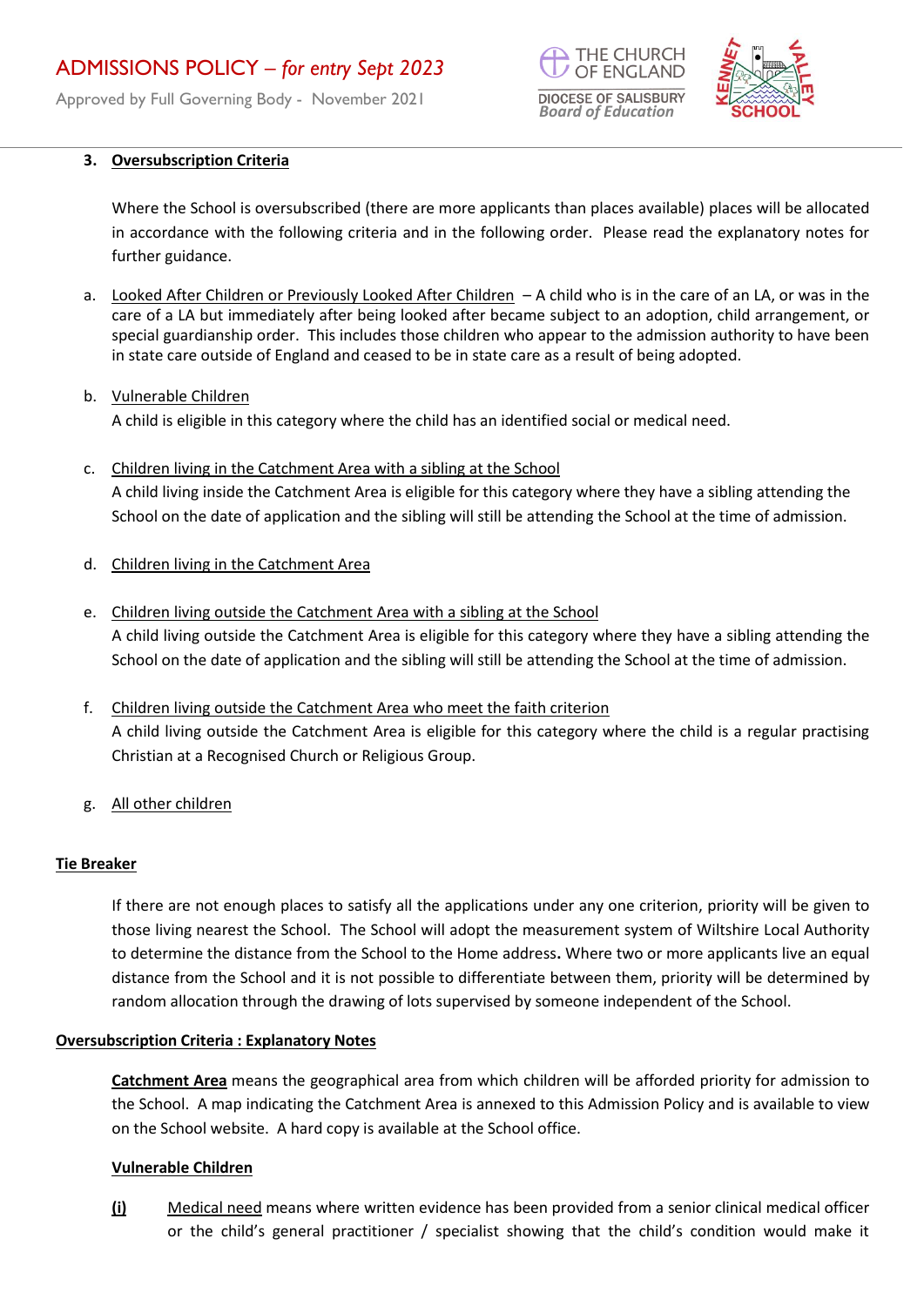## 3. Oversubscription Criteria

Where the School is oversubscribed (there are more applicants than places available) places will be allocated in accordance with the following criteria and in the following order. Please read the explanatory notes for further guidance.

a. Looked After Children or Previously Looked After Children – A child who is in the care of an LA, or was in the care of a LA but immediately after being looked after became subject to an adoption, child arrangement, or special guardianship order. This includes those children who appear to the admission authority to have been in state care outside of England and ceased to be in state care as a result of being adopted.

b. Vulnerable Children
A child is eligible in this category where the child has an identified social or medical need.

c. Children living in the Catchment Area with a sibling at the School
A child living inside the Catchment Area is eligible for this category where they have a sibling attending the School on the date of application and the sibling will still be attending the School at the time of admission.

d. Children living in the Catchment Area

e. Children living outside the Catchment Area with a sibling at the School
A child living outside the Catchment Area is eligible for this category where they have a sibling attending the School on the date of application and the sibling will still be attending the School at the time of admission.

f. Children living outside the Catchment Area who meet the faith criterion
A child living outside the Catchment Area is eligible for this category where the child is a regular practising Christian at a Recognised Church or Religious Group.

g. All other children

**Tie Breaker**

If there are not enough places to satisfy all the applications under any one criterion, priority will be given to those living nearest the School. The School will adopt the measurement system of Wiltshire Local Authority to determine the distance from the School to the Home address**.** Where two or more applicants live an equal distance from the School and it is not possible to differentiate between them, priority will be determined by random allocation through the drawing of lots supervised by someone independent of the School.

**Oversubscription Criteria : Explanatory Notes**

**Catchment Area** means the geographical area from which children will be afforded priority for admission to the School. A map indicating the Catchment Area is annexed to this Admission Policy and is available to view on the School website. A hard copy is available at the School office.

**Vulnerable Children**

**(i)** Medical need means where written evidence has been provided from a senior clinical medical officer or the child's general practitioner / specialist showing that the child's condition would make it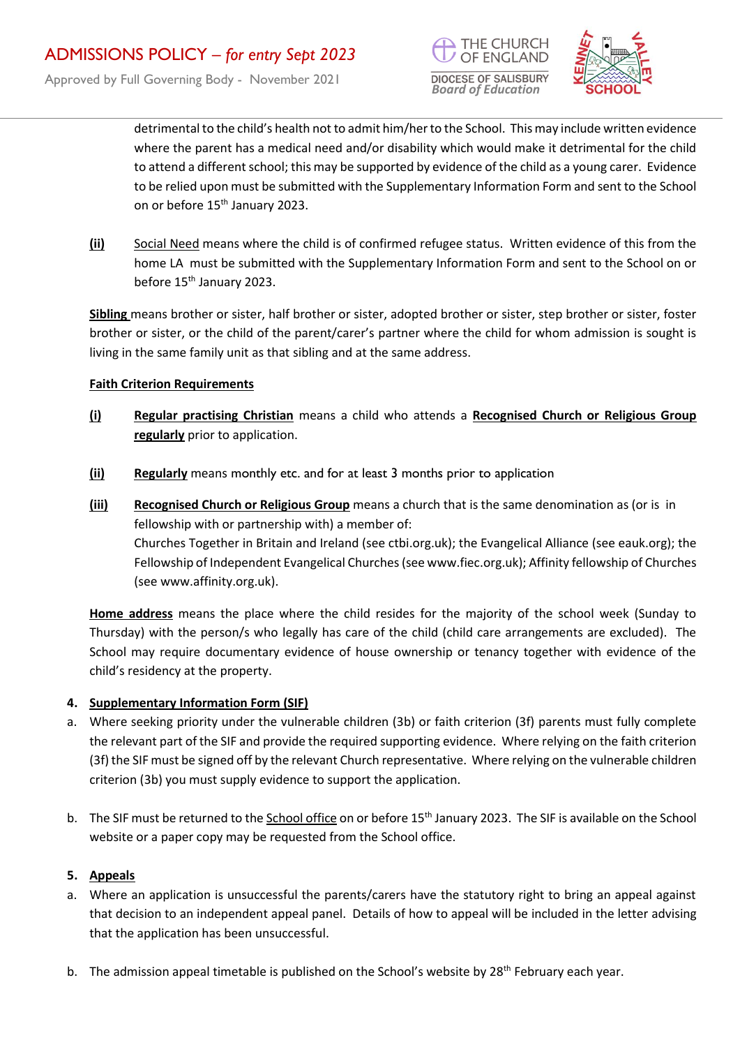detrimental to the child's health not to admit him/her to the School. This may include written evidence where the parent has a medical need and/or disability which would make it detrimental for the child to attend a different school; this may be supported by evidence of the child as a young carer. Evidence to be relied upon must be submitted with the Supplementary Information Form and sent to the School on or before 15th January 2023.

**(ii)** Social Need means where the child is of confirmed refugee status. Written evidence of this from the home LA must be submitted with the Supplementary Information Form and sent to the School on or before 15th January 2023.

**Sibling** means brother or sister, half brother or sister, adopted brother or sister, step brother or sister, foster brother or sister, or the child of the parent/carer's partner where the child for whom admission is sought is living in the same family unit as that sibling and at the same address.

**Faith Criterion Requirements**

**(i)** **Regular practising Christian** means a child who attends a **Recognised Church or Religious Group regularly** prior to application.

**(ii)** **Regularly** means monthly etc. and for at least 3 months prior to application

**(iii)** **Recognised Church or Religious Group** means a church that is the same denomination as (or is in fellowship with or partnership with) a member of:
Churches Together in Britain and Ireland (see ctbi.org.uk); the Evangelical Alliance (see eauk.org); the Fellowship of Independent Evangelical Churches (see www.fiec.org.uk); Affinity fellowship of Churches (see www.affinity.org.uk).

**Home address** means the place where the child resides for the majority of the school week (Sunday to Thursday) with the person/s who legally has care of the child (child care arrangements are excluded). The School may require documentary evidence of house ownership or tenancy together with evidence of the child's residency at the property.

## 4. Supplementary Information Form (SIF)

a. Where seeking priority under the vulnerable children (3b) or faith criterion (3f) parents must fully complete the relevant part of the SIF and provide the required supporting evidence. Where relying on the faith criterion (3f) the SIF must be signed off by the relevant Church representative. Where relying on the vulnerable children criterion (3b) you must supply evidence to support the application.

b. The SIF must be returned to the School office on or before 15th January 2023. The SIF is available on the School website or a paper copy may be requested from the School office.

## 5. Appeals

a. Where an application is unsuccessful the parents/carers have the statutory right to bring an appeal against that decision to an independent appeal panel. Details of how to appeal will be included in the letter advising that the application has been unsuccessful.

b. The admission appeal timetable is published on the School's website by 28th February each year.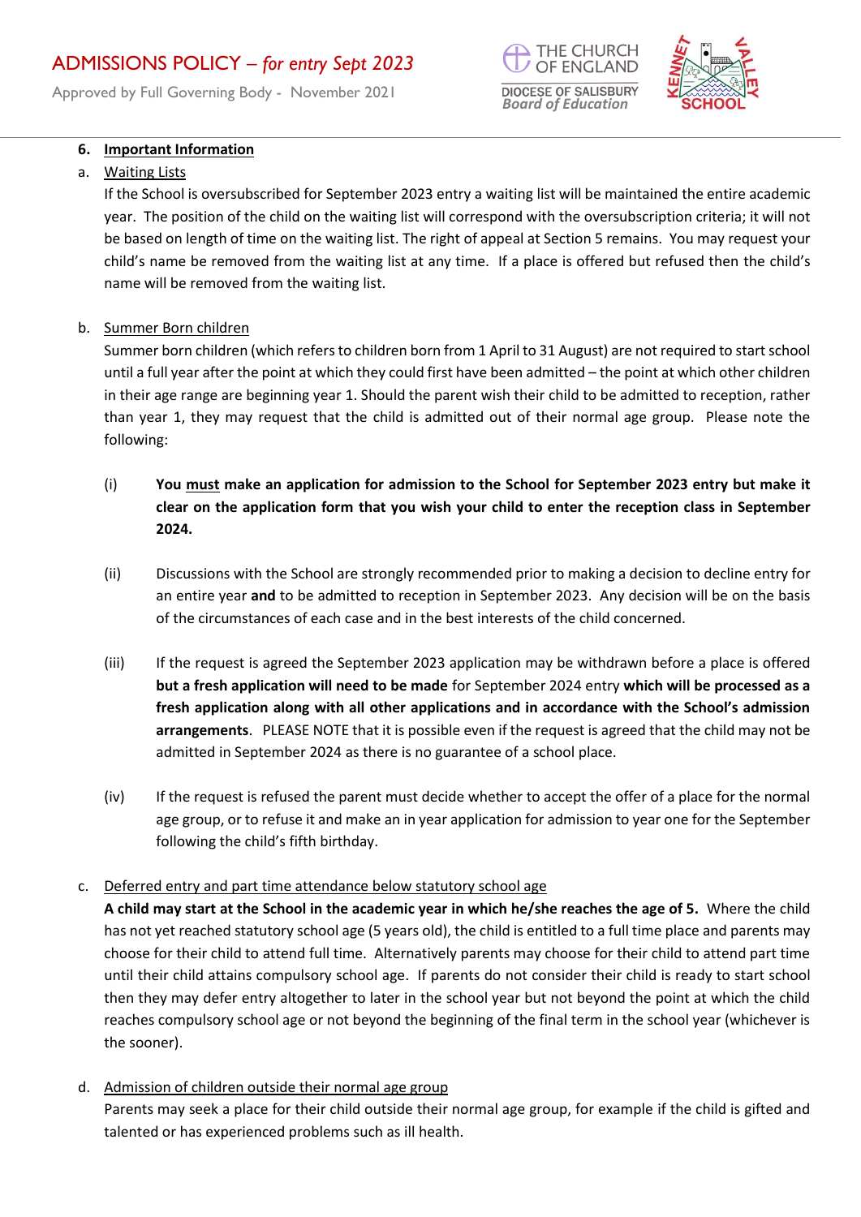## 6. Important Information

a. Waiting Lists

If the School is oversubscribed for September 2023 entry a waiting list will be maintained the entire academic year. The position of the child on the waiting list will correspond with the oversubscription criteria; it will not be based on length of time on the waiting list. The right of appeal at Section 5 remains. You may request your child's name be removed from the waiting list at any time. If a place is offered but refused then the child's name will be removed from the waiting list.

b. Summer Born children

Summer born children (which refers to children born from 1 April to 31 August) are not required to start school until a full year after the point at which they could first have been admitted – the point at which other children in their age range are beginning year 1. Should the parent wish their child to be admitted to reception, rather than year 1, they may request that the child is admitted out of their normal age group. Please note the following:

(i) **You must make an application for admission to the School for September 2023 entry but make it clear on the application form that you wish your child to enter the reception class in September 2024.**

(ii) Discussions with the School are strongly recommended prior to making a decision to decline entry for an entire year **and** to be admitted to reception in September 2023. Any decision will be on the basis of the circumstances of each case and in the best interests of the child concerned.

(iii) If the request is agreed the September 2023 application may be withdrawn before a place is offered **but a fresh application will need to be made** for September 2024 entry **which will be processed as a fresh application along with all other applications and in accordance with the School's admission arrangements**. PLEASE NOTE that it is possible even if the request is agreed that the child may not be admitted in September 2024 as there is no guarantee of a school place.

(iv) If the request is refused the parent must decide whether to accept the offer of a place for the normal age group, or to refuse it and make an in year application for admission to year one for the September following the child's fifth birthday.

c. Deferred entry and part time attendance below statutory school age

**A child may start at the School in the academic year in which he/she reaches the age of 5.** Where the child has not yet reached statutory school age (5 years old), the child is entitled to a full time place and parents may choose for their child to attend full time. Alternatively parents may choose for their child to attend part time until their child attains compulsory school age. If parents do not consider their child is ready to start school then they may defer entry altogether to later in the school year but not beyond the point at which the child reaches compulsory school age or not beyond the beginning of the final term in the school year (whichever is the sooner).

d. Admission of children outside their normal age group

Parents may seek a place for their child outside their normal age group, for example if the child is gifted and talented or has experienced problems such as ill health.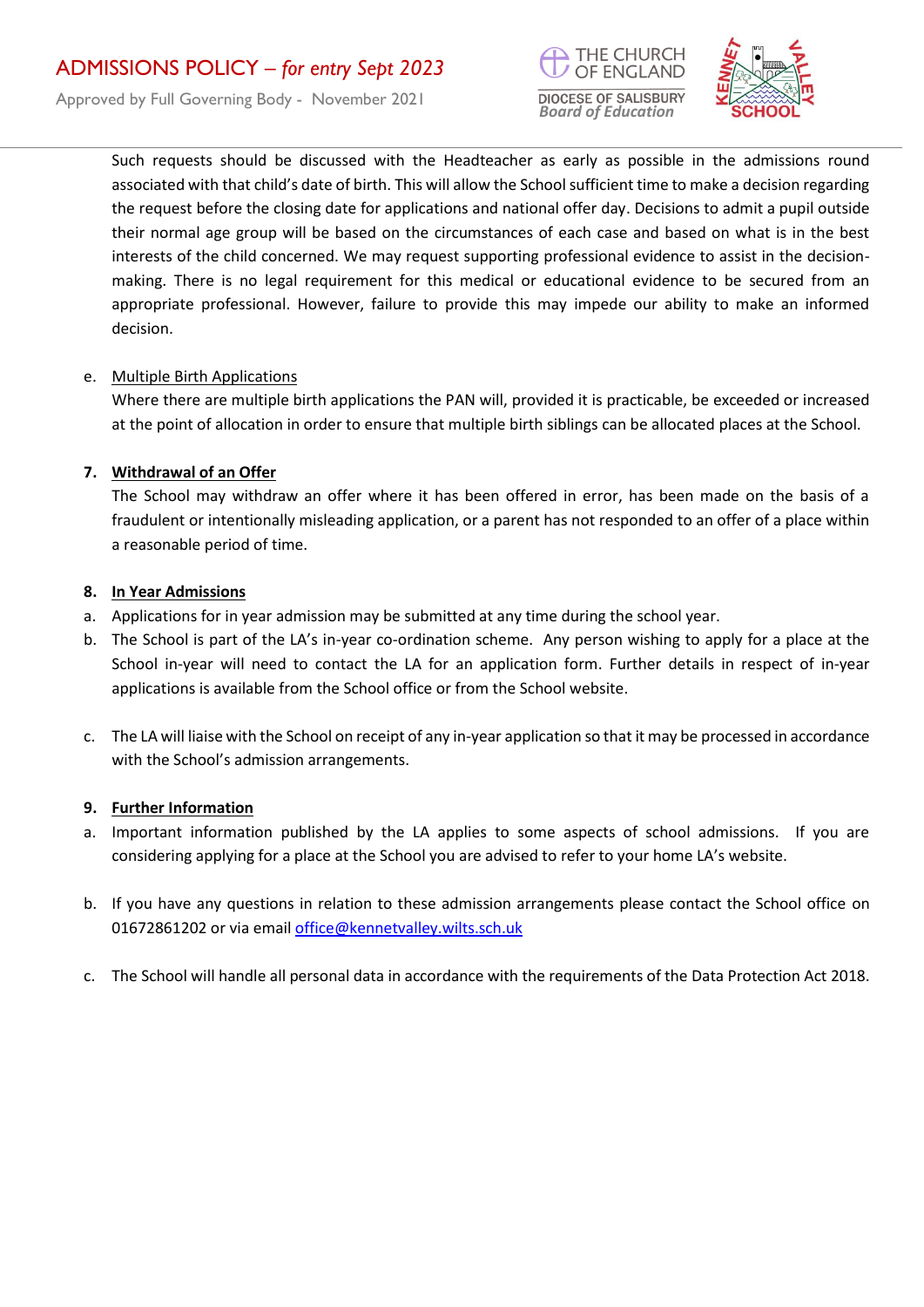Such requests should be discussed with the Headteacher as early as possible in the admissions round associated with that child's date of birth. This will allow the School sufficient time to make a decision regarding the request before the closing date for applications and national offer day. Decisions to admit a pupil outside their normal age group will be based on the circumstances of each case and based on what is in the best interests of the child concerned. We may request supporting professional evidence to assist in the decision-making. There is no legal requirement for this medical or educational evidence to be secured from an appropriate professional. However, failure to provide this may impede our ability to make an informed decision.

e. Multiple Birth Applications

Where there are multiple birth applications the PAN will, provided it is practicable, be exceeded or increased at the point of allocation in order to ensure that multiple birth siblings can be allocated places at the School.

## 7. Withdrawal of an Offer

The School may withdraw an offer where it has been offered in error, has been made on the basis of a fraudulent or intentionally misleading application, or a parent has not responded to an offer of a place within a reasonable period of time.

## 8. In Year Admissions

a. Applications for in year admission may be submitted at any time during the school year.

b. The School is part of the LA's in-year co-ordination scheme. Any person wishing to apply for a place at the School in-year will need to contact the LA for an application form. Further details in respect of in-year applications is available from the School office or from the School website.

c. The LA will liaise with the School on receipt of any in-year application so that it may be processed in accordance with the School's admission arrangements.

## 9. Further Information

a. Important information published by the LA applies to some aspects of school admissions. If you are considering applying for a place at the School you are advised to refer to your home LA's website.

b. If you have any questions in relation to these admission arrangements please contact the School office on 01672861202 or via email office@kennetvalley.wilts.sch.uk

c. The School will handle all personal data in accordance with the requirements of the Data Protection Act 2018.